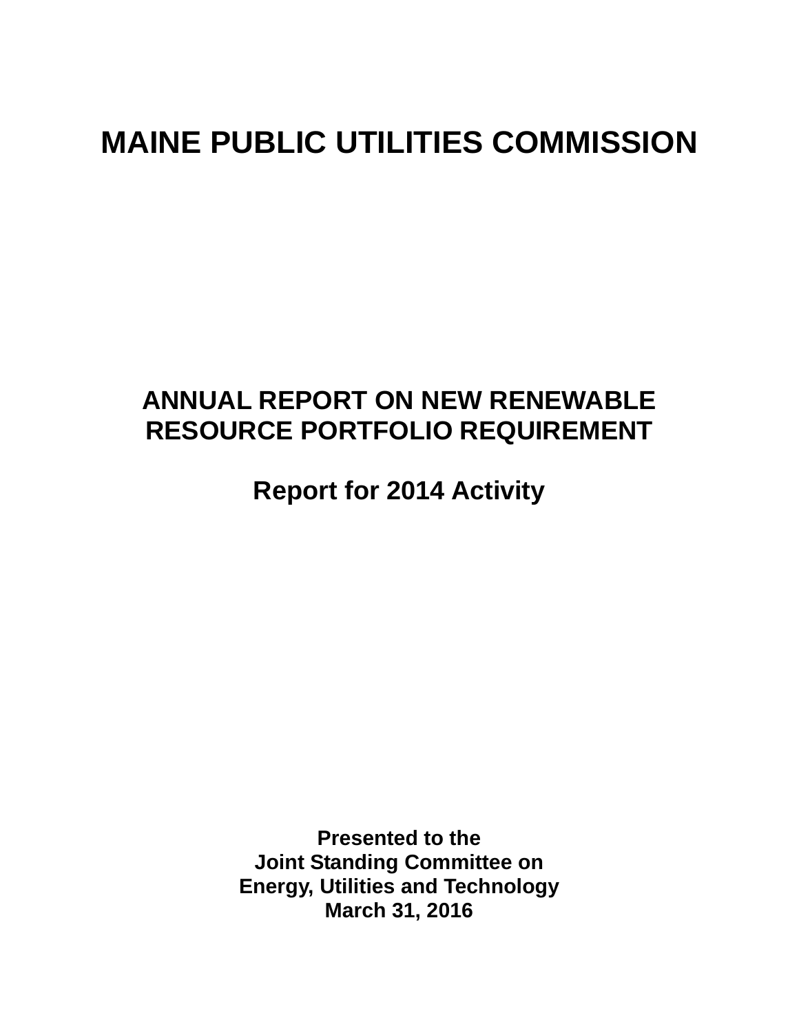# MAINE PUBLIC UTILITIES COMMISSION

## ANNUAL REPORT ON NEW RENEWABLE RESOURCE PORTFOLIO REQUIREMENT

## Report for 2014 Activity

**Presented to the**
**Joint Standing Committee on**
**Energy, Utilities and Technology**
**March 31, 2016**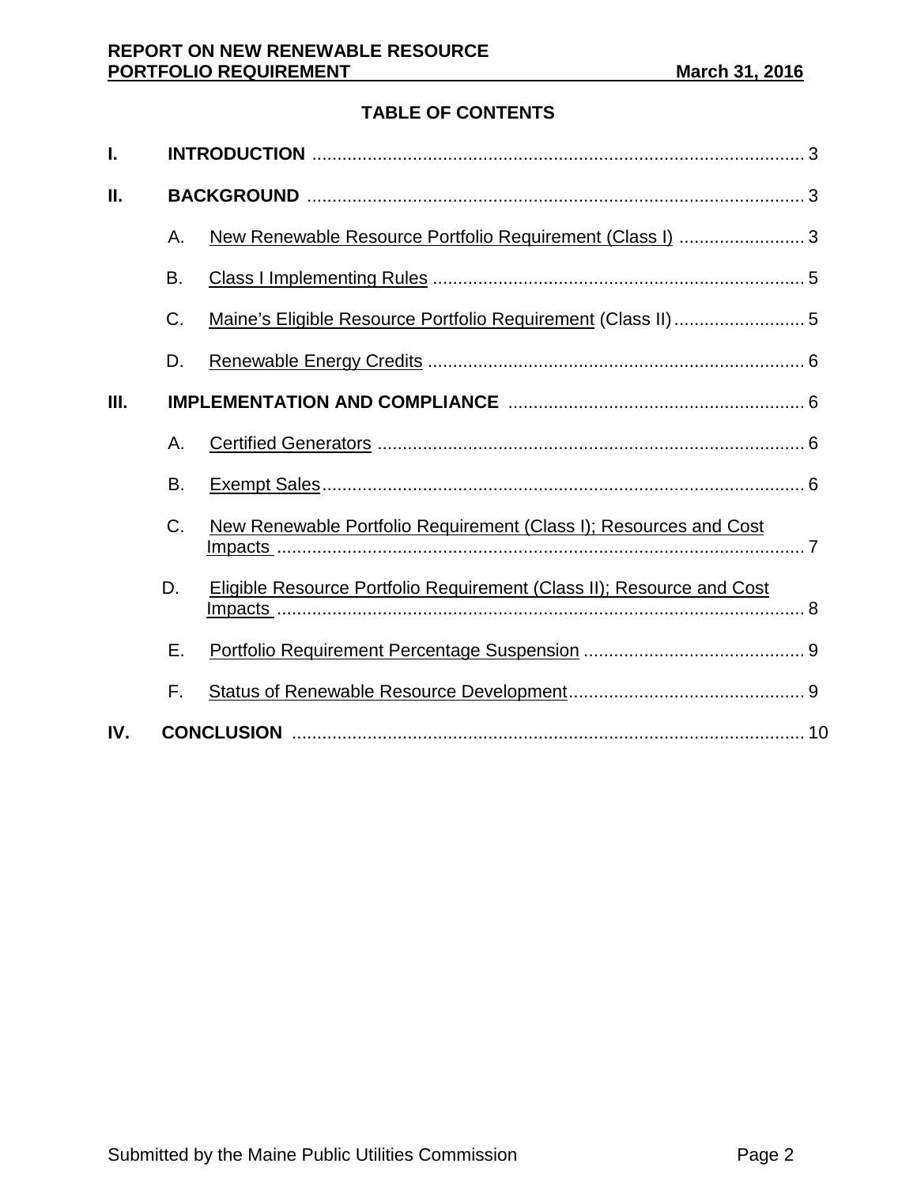## TABLE OF CONTENTS

**I. INTRODUCTION** .......... 3

**II. BACKGROUND** .......... 3

- A. New Renewable Resource Portfolio Requirement (Class I) .......... 3
- B. Class I Implementing Rules .......... 5
- C. Maine's Eligible Resource Portfolio Requirement (Class II) .......... 5
- D. Renewable Energy Credits .......... 6

**III. IMPLEMENTATION AND COMPLIANCE** .......... 6

- A. Certified Generators .......... 6
- B. Exempt Sales .......... 6
- C. New Renewable Portfolio Requirement (Class I); Resources and Cost Impacts .......... 7
- D. Eligible Resource Portfolio Requirement (Class II); Resource and Cost Impacts .......... 8
- E. Portfolio Requirement Percentage Suspension .......... 9
- F. Status of Renewable Resource Development .......... 9

**IV. CONCLUSION** .......... 10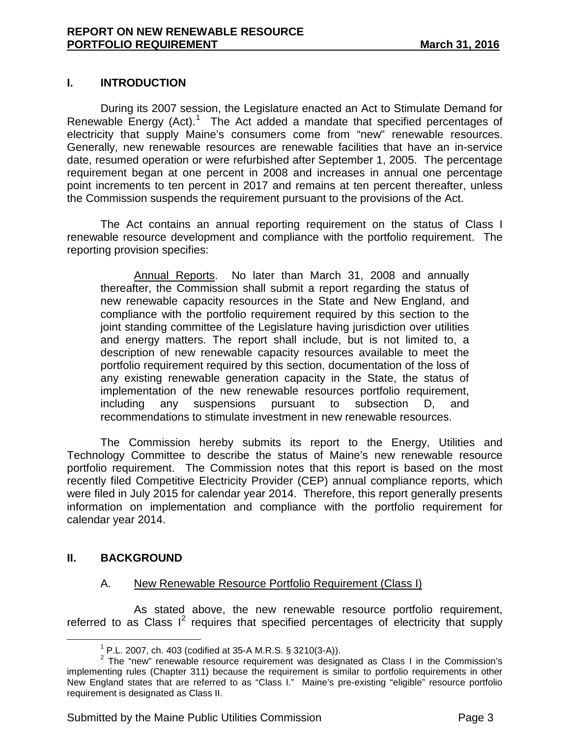## I. INTRODUCTION

During its 2007 session, the Legislature enacted an Act to Stimulate Demand for Renewable Energy (Act).[1] The Act added a mandate that specified percentages of electricity that supply Maine's consumers come from "new" renewable resources. Generally, new renewable resources are renewable facilities that have an in-service date, resumed operation or were refurbished after September 1, 2005. The percentage requirement began at one percent in 2008 and increases in annual one percentage point increments to ten percent in 2017 and remains at ten percent thereafter, unless the Commission suspends the requirement pursuant to the provisions of the Act.

The Act contains an annual reporting requirement on the status of Class I renewable resource development and compliance with the portfolio requirement. The reporting provision specifies:

> Annual Reports. No later than March 31, 2008 and annually thereafter, the Commission shall submit a report regarding the status of new renewable capacity resources in the State and New England, and compliance with the portfolio requirement required by this section to the joint standing committee of the Legislature having jurisdiction over utilities and energy matters. The report shall include, but is not limited to, a description of new renewable capacity resources available to meet the portfolio requirement required by this section, documentation of the loss of any existing renewable generation capacity in the State, the status of implementation of the new renewable resources portfolio requirement, including any suspensions pursuant to subsection D, and recommendations to stimulate investment in new renewable resources.

The Commission hereby submits its report to the Energy, Utilities and Technology Committee to describe the status of Maine's new renewable resource portfolio requirement. The Commission notes that this report is based on the most recently filed Competitive Electricity Provider (CEP) annual compliance reports, which were filed in July 2015 for calendar year 2014. Therefore, this report generally presents information on implementation and compliance with the portfolio requirement for calendar year 2014.

## II. BACKGROUND

### A. New Renewable Resource Portfolio Requirement (Class I)

As stated above, the new renewable resource portfolio requirement, referred to as Class I[2] requires that specified percentages of electricity that supply

---

[1] P.L. 2007, ch. 403 (codified at 35-A M.R.S. § 3210(3-A)).

[2] The "new" renewable resource requirement was designated as Class I in the Commission's implementing rules (Chapter 311) because the requirement is similar to portfolio requirements in other New England states that are referred to as "Class I." Maine's pre-existing "eligible" resource portfolio requirement is designated as Class II.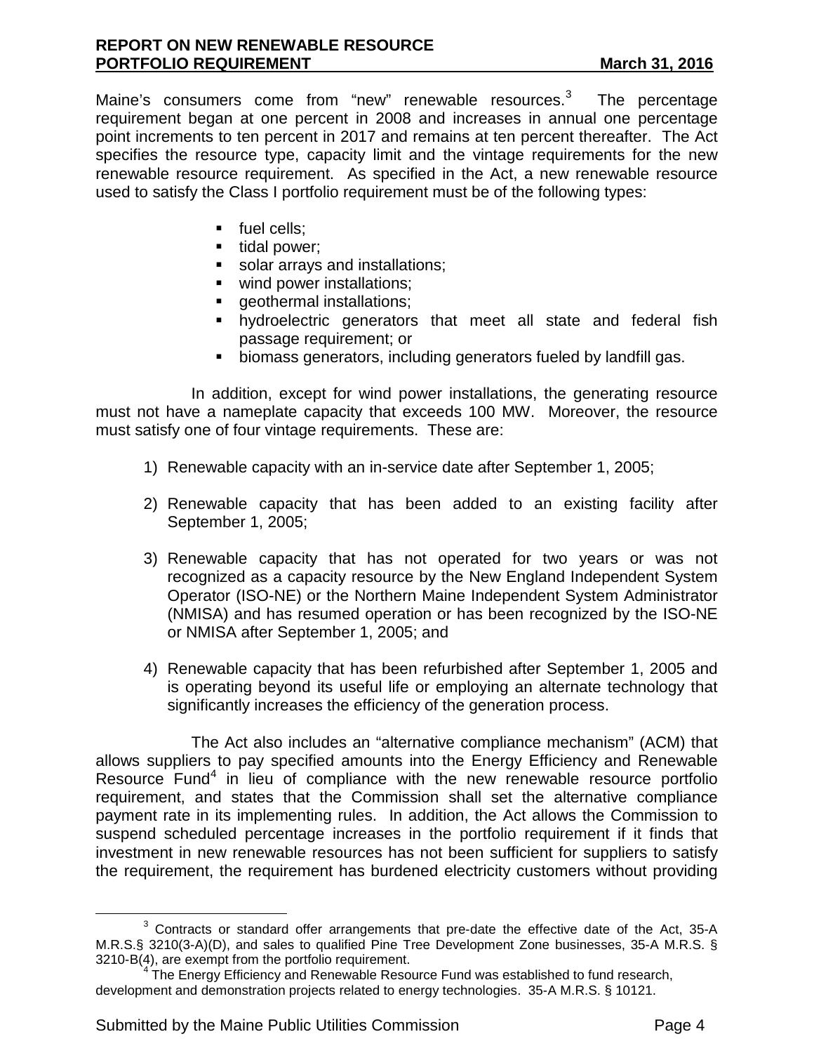Maine's consumers come from "new" renewable resources.[3] The percentage requirement began at one percent in 2008 and increases in annual one percentage point increments to ten percent in 2017 and remains at ten percent thereafter. The Act specifies the resource type, capacity limit and the vintage requirements for the new renewable resource requirement. As specified in the Act, a new renewable resource used to satisfy the Class I portfolio requirement must be of the following types:

- fuel cells;
- tidal power;
- solar arrays and installations;
- wind power installations;
- geothermal installations;
- hydroelectric generators that meet all state and federal fish passage requirement; or
- biomass generators, including generators fueled by landfill gas.

In addition, except for wind power installations, the generating resource must not have a nameplate capacity that exceeds 100 MW. Moreover, the resource must satisfy one of four vintage requirements. These are:

1) Renewable capacity with an in-service date after September 1, 2005;

2) Renewable capacity that has been added to an existing facility after September 1, 2005;

3) Renewable capacity that has not operated for two years or was not recognized as a capacity resource by the New England Independent System Operator (ISO-NE) or the Northern Maine Independent System Administrator (NMISA) and has resumed operation or has been recognized by the ISO-NE or NMISA after September 1, 2005; and

4) Renewable capacity that has been refurbished after September 1, 2005 and is operating beyond its useful life or employing an alternate technology that significantly increases the efficiency of the generation process.

The Act also includes an "alternative compliance mechanism" (ACM) that allows suppliers to pay specified amounts into the Energy Efficiency and Renewable Resource Fund[4] in lieu of compliance with the new renewable resource portfolio requirement, and states that the Commission shall set the alternative compliance payment rate in its implementing rules. In addition, the Act allows the Commission to suspend scheduled percentage increases in the portfolio requirement if it finds that investment in new renewable resources has not been sufficient for suppliers to satisfy the requirement, the requirement has burdened electricity customers without providing

[3] Contracts or standard offer arrangements that pre-date the effective date of the Act, 35-A M.R.S.§ 3210(3-A)(D), and sales to qualified Pine Tree Development Zone businesses, 35-A M.R.S. § 3210-B(4), are exempt from the portfolio requirement.

[4] The Energy Efficiency and Renewable Resource Fund was established to fund research, development and demonstration projects related to energy technologies. 35-A M.R.S. § 10121.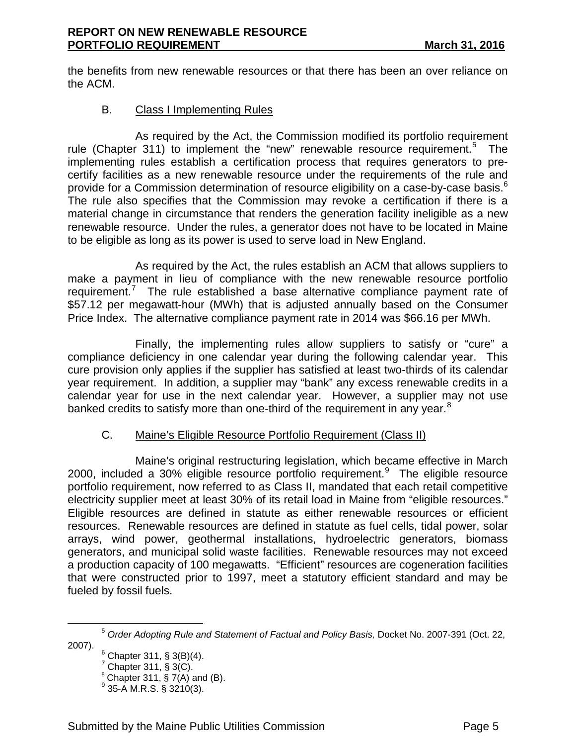the benefits from new renewable resources or that there has been an over reliance on the ACM.

### B. Class I Implementing Rules

As required by the Act, the Commission modified its portfolio requirement rule (Chapter 311) to implement the "new" renewable resource requirement.[5] The implementing rules establish a certification process that requires generators to pre-certify facilities as a new renewable resource under the requirements of the rule and provide for a Commission determination of resource eligibility on a case-by-case basis.[6] The rule also specifies that the Commission may revoke a certification if there is a material change in circumstance that renders the generation facility ineligible as a new renewable resource. Under the rules, a generator does not have to be located in Maine to be eligible as long as its power is used to serve load in New England.

As required by the Act, the rules establish an ACM that allows suppliers to make a payment in lieu of compliance with the new renewable resource portfolio requirement.[7] The rule established a base alternative compliance payment rate of $57.12 per megawatt-hour (MWh) that is adjusted annually based on the Consumer Price Index. The alternative compliance payment rate in 2014 was $66.16 per MWh.

Finally, the implementing rules allow suppliers to satisfy or "cure" a compliance deficiency in one calendar year during the following calendar year. This cure provision only applies if the supplier has satisfied at least two-thirds of its calendar year requirement. In addition, a supplier may "bank" any excess renewable credits in a calendar year for use in the next calendar year. However, a supplier may not use banked credits to satisfy more than one-third of the requirement in any year.[8]

### C. Maine's Eligible Resource Portfolio Requirement (Class II)

Maine's original restructuring legislation, which became effective in March 2000, included a 30% eligible resource portfolio requirement.[9] The eligible resource portfolio requirement, now referred to as Class II, mandated that each retail competitive electricity supplier meet at least 30% of its retail load in Maine from "eligible resources." Eligible resources are defined in statute as either renewable resources or efficient resources. Renewable resources are defined in statute as fuel cells, tidal power, solar arrays, wind power, geothermal installations, hydroelectric generators, biomass generators, and municipal solid waste facilities. Renewable resources may not exceed a production capacity of 100 megawatts. "Efficient" resources are cogeneration facilities that were constructed prior to 1997, meet a statutory efficient standard and may be fueled by fossil fuels.

---

[5] *Order Adopting Rule and Statement of Factual and Policy Basis,* Docket No. 2007-391 (Oct. 22, 2007).

[6] Chapter 311, § 3(B)(4).

[7] Chapter 311, § 3(C).

[8] Chapter 311, § 7(A) and (B).

[9] 35-A M.R.S. § 3210(3).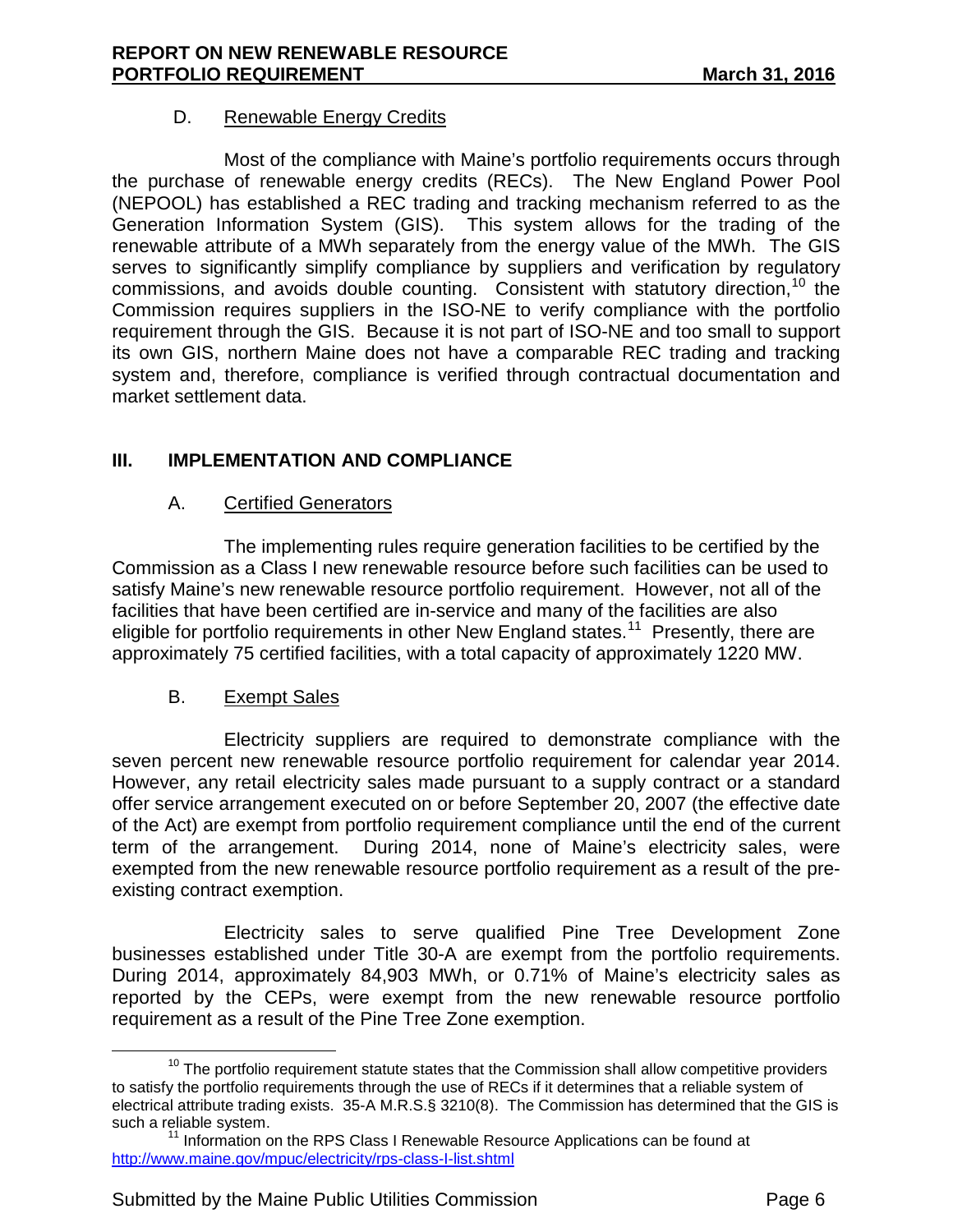### D. Renewable Energy Credits

Most of the compliance with Maine's portfolio requirements occurs through the purchase of renewable energy credits (RECs). The New England Power Pool (NEPOOL) has established a REC trading and tracking mechanism referred to as the Generation Information System (GIS). This system allows for the trading of the renewable attribute of a MWh separately from the energy value of the MWh. The GIS serves to significantly simplify compliance by suppliers and verification by regulatory commissions, and avoids double counting. Consistent with statutory direction,[10] the Commission requires suppliers in the ISO-NE to verify compliance with the portfolio requirement through the GIS. Because it is not part of ISO-NE and too small to support its own GIS, northern Maine does not have a comparable REC trading and tracking system and, therefore, compliance is verified through contractual documentation and market settlement data.

## III. IMPLEMENTATION AND COMPLIANCE

### A. Certified Generators

The implementing rules require generation facilities to be certified by the Commission as a Class I new renewable resource before such facilities can be used to satisfy Maine's new renewable resource portfolio requirement. However, not all of the facilities that have been certified are in-service and many of the facilities are also eligible for portfolio requirements in other New England states.[11] Presently, there are approximately 75 certified facilities, with a total capacity of approximately 1220 MW.

### B. Exempt Sales

Electricity suppliers are required to demonstrate compliance with the seven percent new renewable resource portfolio requirement for calendar year 2014. However, any retail electricity sales made pursuant to a supply contract or a standard offer service arrangement executed on or before September 20, 2007 (the effective date of the Act) are exempt from portfolio requirement compliance until the end of the current term of the arrangement. During 2014, none of Maine's electricity sales, were exempted from the new renewable resource portfolio requirement as a result of the pre-existing contract exemption.

Electricity sales to serve qualified Pine Tree Development Zone businesses established under Title 30-A are exempt from the portfolio requirements. During 2014, approximately 84,903 MWh, or 0.71% of Maine's electricity sales as reported by the CEPs, were exempt from the new renewable resource portfolio requirement as a result of the Pine Tree Zone exemption.

---

[10] The portfolio requirement statute states that the Commission shall allow competitive providers to satisfy the portfolio requirements through the use of RECs if it determines that a reliable system of electrical attribute trading exists. 35-A M.R.S.§ 3210(8). The Commission has determined that the GIS is such a reliable system.

[11] Information on the RPS Class I Renewable Resource Applications can be found at http://www.maine.gov/mpuc/electricity/rps-class-I-list.shtml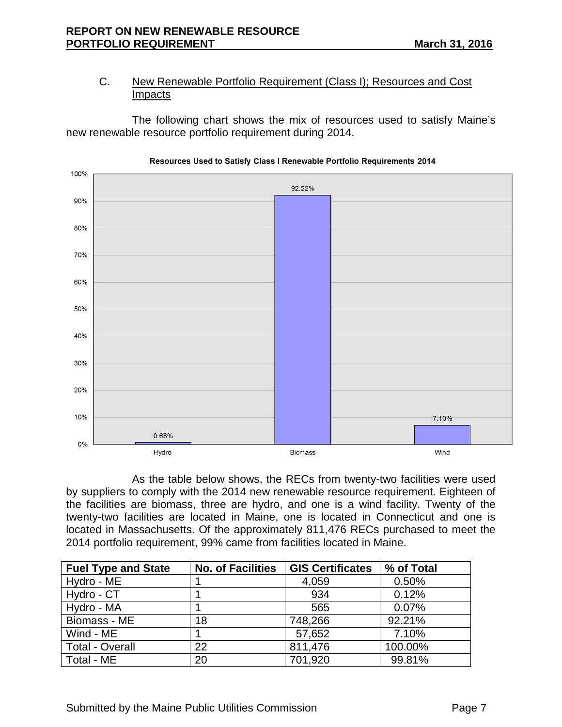C. New Renewable Portfolio Requirement (Class I); Resources and Cost Impacts

The following chart shows the mix of resources used to satisfy Maine's new renewable resource portfolio requirement during 2014.

**Resources Used to Satisfy Class I Renewable Portfolio Requirements 2014**

| Resource | Percent |
|---|---|
| Hydro | 0.68% |
| Biomass | 92.22% |
| Wind | 7.10% |

As the table below shows, the RECs from twenty-two facilities were used by suppliers to comply with the 2014 new renewable resource requirement. Eighteen of the facilities are biomass, three are hydro, and one is a wind facility. Twenty of the twenty-two facilities are located in Maine, one is located in Connecticut and one is located in Massachusetts. Of the approximately 811,476 RECs purchased to meet the 2014 portfolio requirement, 99% came from facilities located in Maine.

| Fuel Type and State | No. of Facilities | GIS Certificates | % of Total |
|---|---|---|---|
| Hydro - ME | 1 | 4,059 | 0.50% |
| Hydro - CT | 1 | 934 | 0.12% |
| Hydro - MA | 1 | 565 | 0.07% |
| Biomass - ME | 18 | 748,266 | 92.21% |
| Wind - ME | 1 | 57,652 | 7.10% |
| Total - Overall | 22 | 811,476 | 100.00% |
| Total - ME | 20 | 701,920 | 99.81% |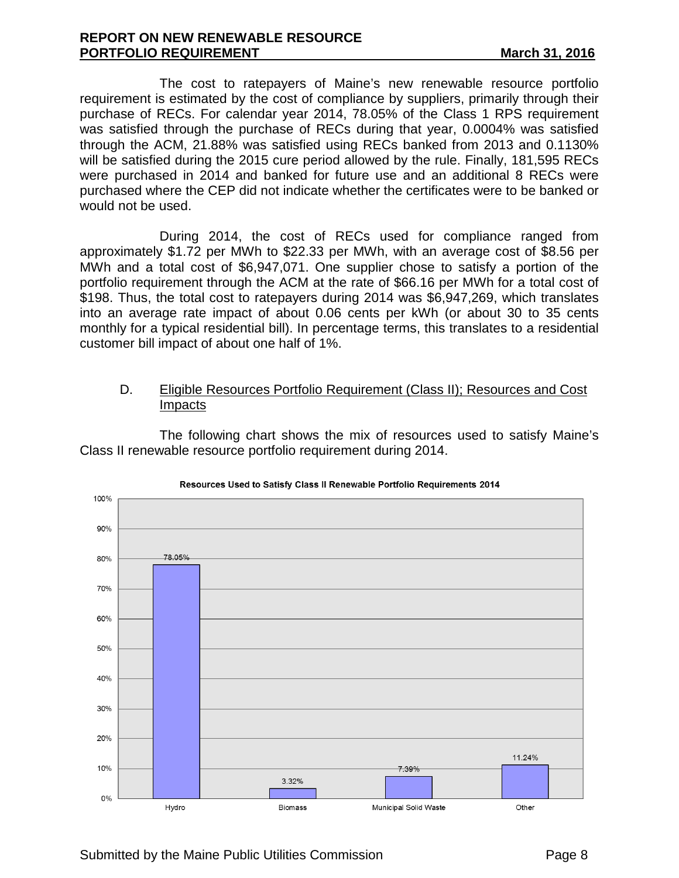The cost to ratepayers of Maine's new renewable resource portfolio requirement is estimated by the cost of compliance by suppliers, primarily through their purchase of RECs. For calendar year 2014, 78.05% of the Class 1 RPS requirement was satisfied through the purchase of RECs during that year, 0.0004% was satisfied through the ACM, 21.88% was satisfied using RECs banked from 2013 and 0.1130% will be satisfied during the 2015 cure period allowed by the rule. Finally, 181,595 RECs were purchased in 2014 and banked for future use and an additional 8 RECs were purchased where the CEP did not indicate whether the certificates were to be banked or would not be used.

During 2014, the cost of RECs used for compliance ranged from approximately $1.72 per MWh to $22.33 per MWh, with an average cost of $8.56 per MWh and a total cost of $6,947,071. One supplier chose to satisfy a portion of the portfolio requirement through the ACM at the rate of $66.16 per MWh for a total cost of $198. Thus, the total cost to ratepayers during 2014 was $6,947,269, which translates into an average rate impact of about 0.06 cents per kWh (or about 30 to 35 cents monthly for a typical residential bill). In percentage terms, this translates to a residential customer bill impact of about one half of 1%.

D. Eligible Resources Portfolio Requirement (Class II); Resources and Cost Impacts

The following chart shows the mix of resources used to satisfy Maine's Class II renewable resource portfolio requirement during 2014.

**Resources Used to Satisfy Class II Renewable Portfolio Requirements 2014**

| Resource | Percentage |
|---|---|
| Hydro | 78.05% |
| Biomass | 3.32% |
| Municipal Solid Waste | 7.39% |
| Other | 11.24% |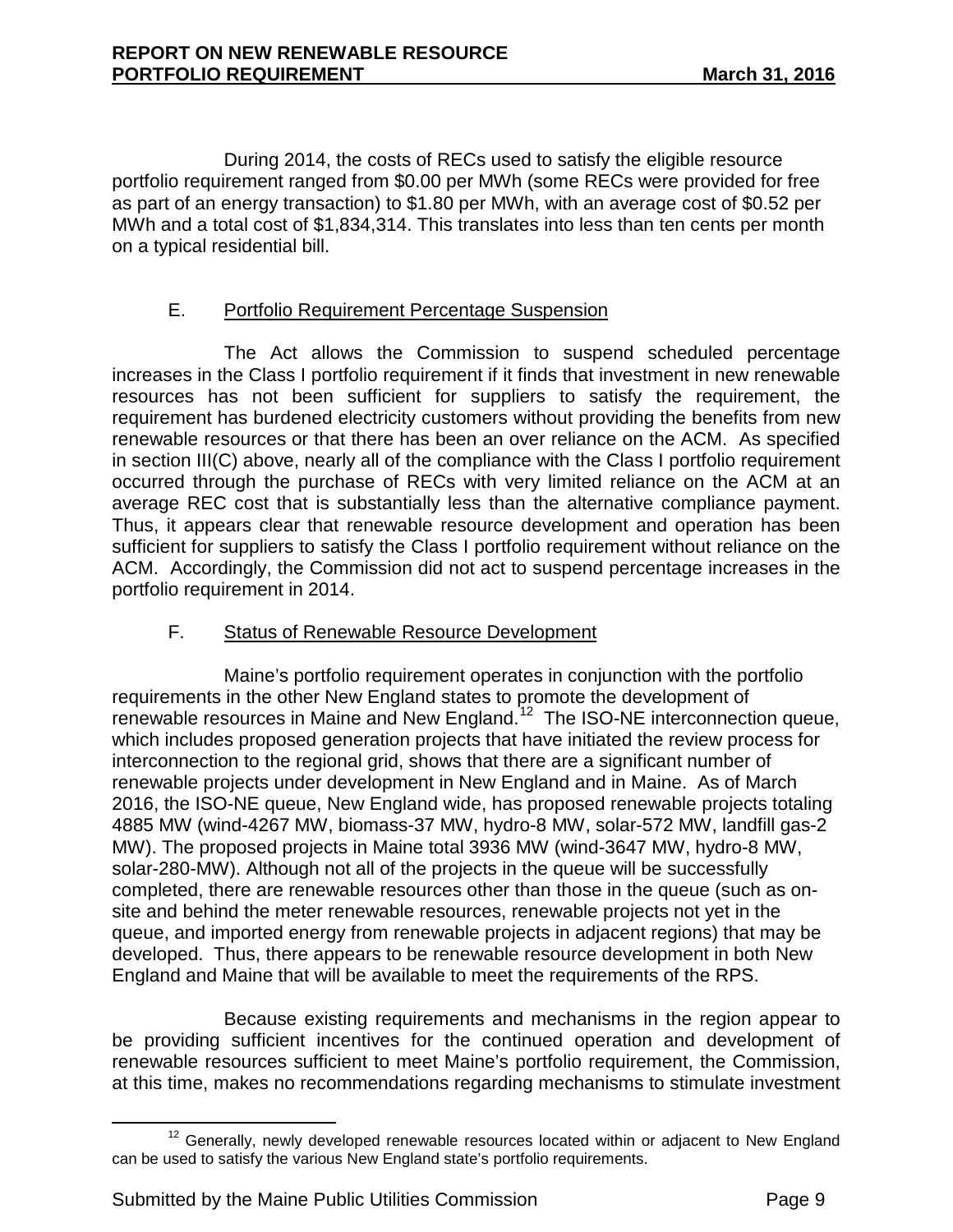During 2014, the costs of RECs used to satisfy the eligible resource portfolio requirement ranged from $0.00 per MWh (some RECs were provided for free as part of an energy transaction) to $1.80 per MWh, with an average cost of $0.52 per MWh and a total cost of $1,834,314. This translates into less than ten cents per month on a typical residential bill.

### E. Portfolio Requirement Percentage Suspension

The Act allows the Commission to suspend scheduled percentage increases in the Class I portfolio requirement if it finds that investment in new renewable resources has not been sufficient for suppliers to satisfy the requirement, the requirement has burdened electricity customers without providing the benefits from new renewable resources or that there has been an over reliance on the ACM. As specified in section III(C) above, nearly all of the compliance with the Class I portfolio requirement occurred through the purchase of RECs with very limited reliance on the ACM at an average REC cost that is substantially less than the alternative compliance payment. Thus, it appears clear that renewable resource development and operation has been sufficient for suppliers to satisfy the Class I portfolio requirement without reliance on the ACM. Accordingly, the Commission did not act to suspend percentage increases in the portfolio requirement in 2014.

### F. Status of Renewable Resource Development

Maine's portfolio requirement operates in conjunction with the portfolio requirements in the other New England states to promote the development of renewable resources in Maine and New England.[12] The ISO-NE interconnection queue, which includes proposed generation projects that have initiated the review process for interconnection to the regional grid, shows that there are a significant number of renewable projects under development in New England and in Maine. As of March 2016, the ISO-NE queue, New England wide, has proposed renewable projects totaling 4885 MW (wind-4267 MW, biomass-37 MW, hydro-8 MW, solar-572 MW, landfill gas-2 MW). The proposed projects in Maine total 3936 MW (wind-3647 MW, hydro-8 MW, solar-280-MW). Although not all of the projects in the queue will be successfully completed, there are renewable resources other than those in the queue (such as on-site and behind the meter renewable resources, renewable projects not yet in the queue, and imported energy from renewable projects in adjacent regions) that may be developed. Thus, there appears to be renewable resource development in both New England and Maine that will be available to meet the requirements of the RPS.

Because existing requirements and mechanisms in the region appear to be providing sufficient incentives for the continued operation and development of renewable resources sufficient to meet Maine's portfolio requirement, the Commission, at this time, makes no recommendations regarding mechanisms to stimulate investment

---

[12] Generally, newly developed renewable resources located within or adjacent to New England can be used to satisfy the various New England state's portfolio requirements.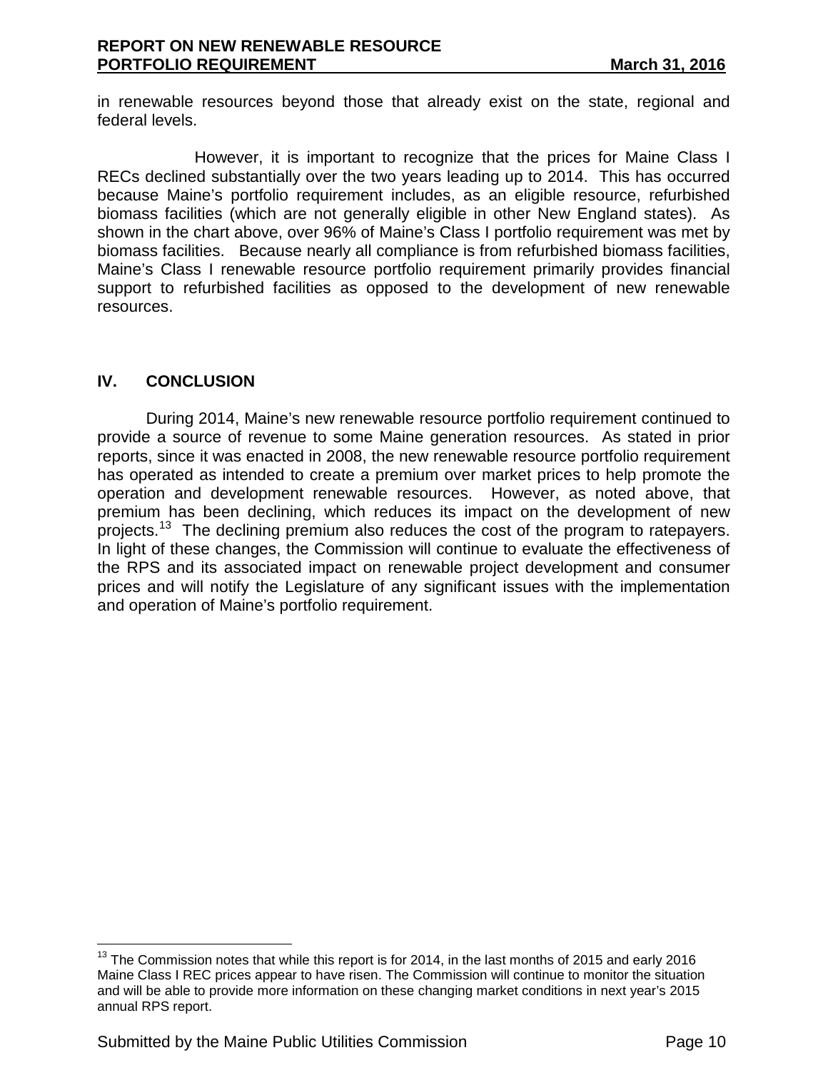in renewable resources beyond those that already exist on the state, regional and federal levels.

However, it is important to recognize that the prices for Maine Class I RECs declined substantially over the two years leading up to 2014. This has occurred because Maine's portfolio requirement includes, as an eligible resource, refurbished biomass facilities (which are not generally eligible in other New England states). As shown in the chart above, over 96% of Maine's Class I portfolio requirement was met by biomass facilities. Because nearly all compliance is from refurbished biomass facilities, Maine's Class I renewable resource portfolio requirement primarily provides financial support to refurbished facilities as opposed to the development of new renewable resources.

## IV. CONCLUSION

During 2014, Maine's new renewable resource portfolio requirement continued to provide a source of revenue to some Maine generation resources. As stated in prior reports, since it was enacted in 2008, the new renewable resource portfolio requirement has operated as intended to create a premium over market prices to help promote the operation and development renewable resources. However, as noted above, that premium has been declining, which reduces its impact on the development of new projects.[13] The declining premium also reduces the cost of the program to ratepayers. In light of these changes, the Commission will continue to evaluate the effectiveness of the RPS and its associated impact on renewable project development and consumer prices and will notify the Legislature of any significant issues with the implementation and operation of Maine's portfolio requirement.

[13] The Commission notes that while this report is for 2014, in the last months of 2015 and early 2016 Maine Class I REC prices appear to have risen. The Commission will continue to monitor the situation and will be able to provide more information on these changing market conditions in next year's 2015 annual RPS report.